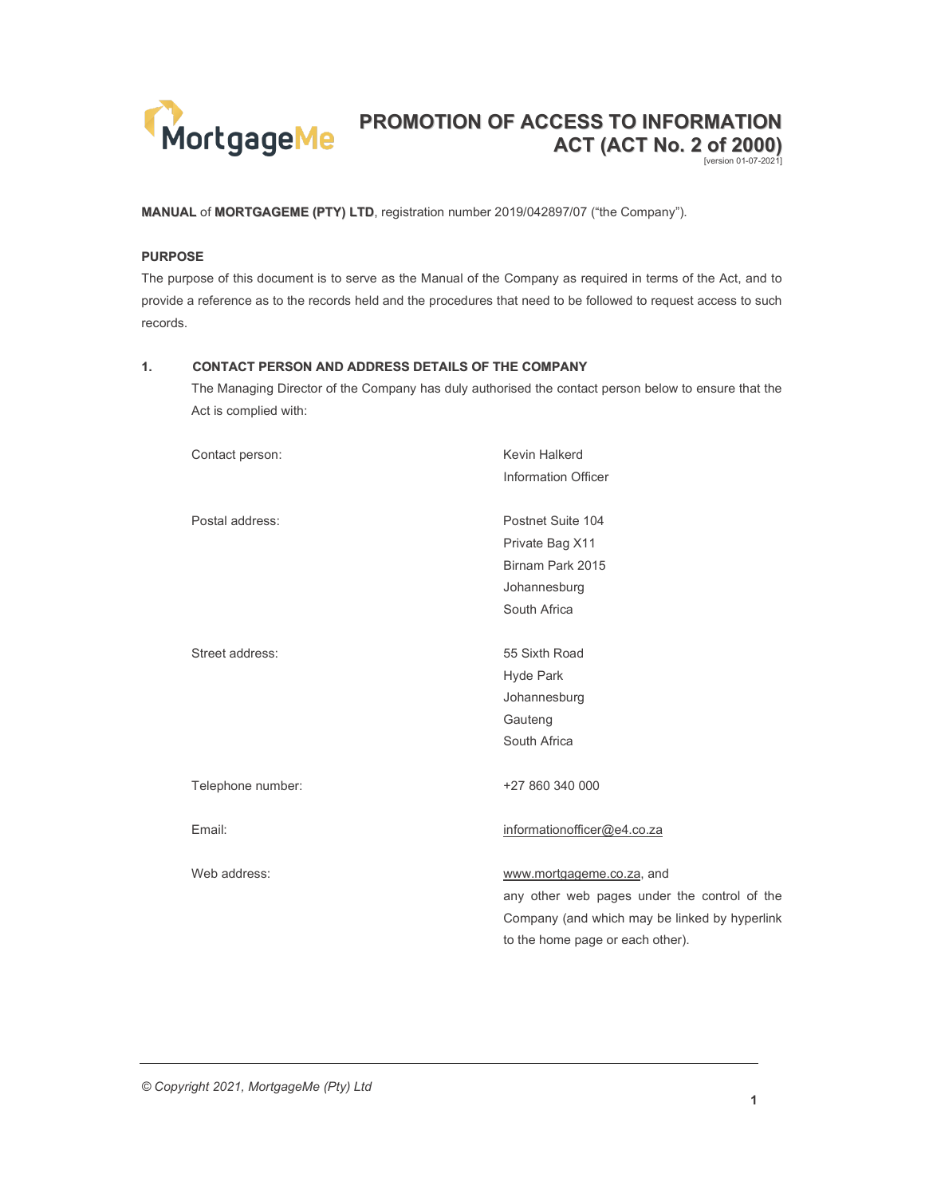# PROMOTION OF ACCESS TO INFORMATION ACT (ACT No. 2 of 2000)

[version 01-07-2021]

**MANUAL** of **MORTGAGEME (PTY) LTD**, registration number 2019/042897/07 ("the Company").

## PURPOSE

The purpose of this document is to serve as the Manual of the Company as required in terms of the Act, and to provide a reference as to the records held and the procedures that need to be followed to request access to such records.

## 1. CONTACT PERSON AND ADDRESS DETAILS OF THE COMPANY

The Managing Director of the Company has duly authorised the contact person below to ensure that the Act is complied with:

| | |
|---|---|
| Contact person: | Kevin Halkerd<br>Information Officer |
| Postal address: | Postnet Suite 104<br>Private Bag X11<br>Birnam Park 2015<br>Johannesburg<br>South Africa |
| Street address: | 55 Sixth Road<br>Hyde Park<br>Johannesburg<br>Gauteng<br>South Africa |
| Telephone number: | +27 860 340 000 |
| Email: | informationofficer@e4.co.za |
| Web address: | www.mortgageme.co.za, and<br>any other web pages under the control of the Company (and which may be linked by hyperlink to the home page or each other). |

*© Copyright 2021, MortgageMe (Pty) Ltd*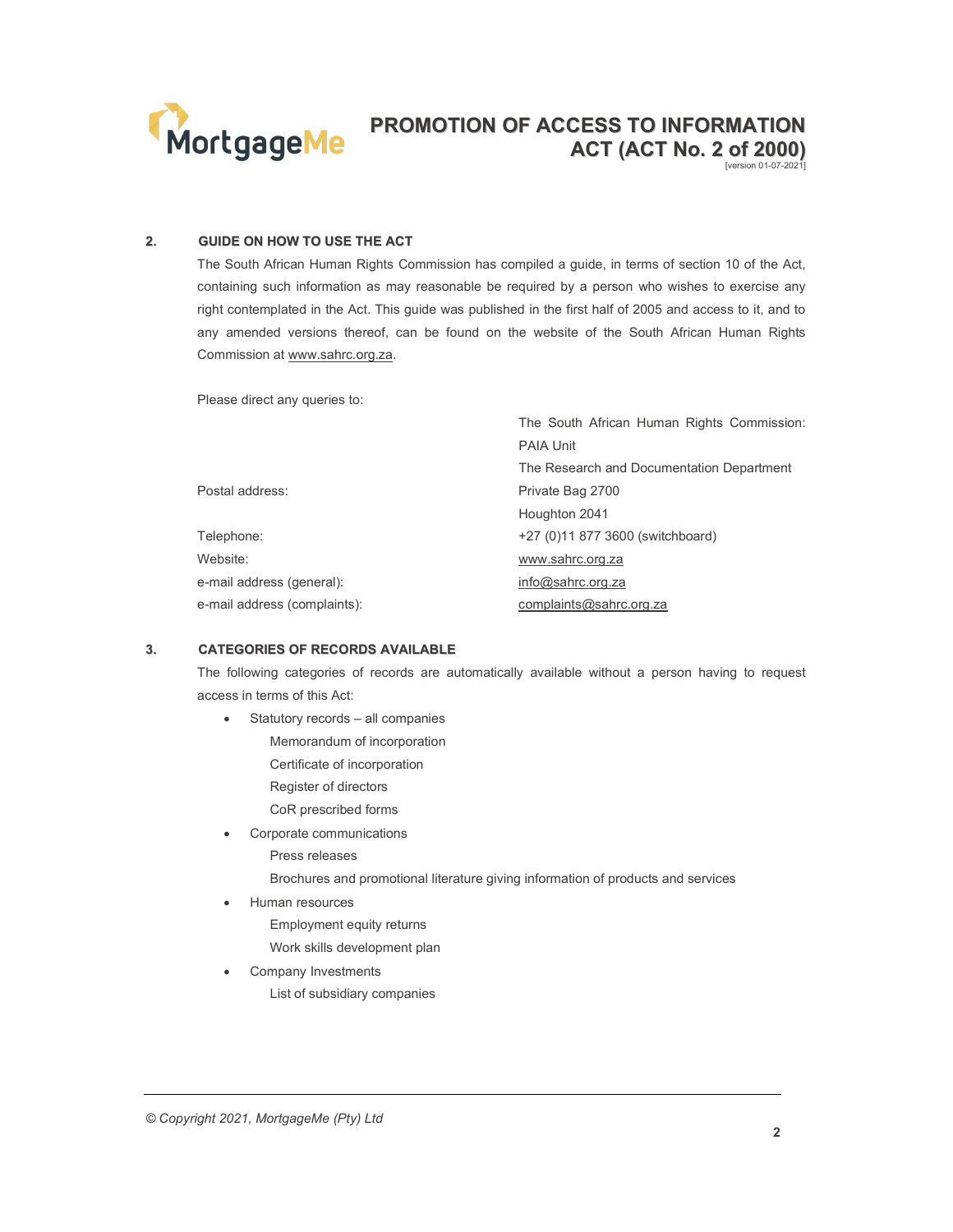## 2. GUIDE ON HOW TO USE THE ACT

The South African Human Rights Commission has compiled a guide, in terms of section 10 of the Act, containing such information as may reasonable be required by a person who wishes to exercise any right contemplated in the Act. This guide was published in the first half of 2005 and access to it, and to any amended versions thereof, can be found on the website of the South African Human Rights Commission at www.sahrc.org.za.

Please direct any queries to:

| | |
|---|---|
| | The South African Human Rights Commission: PAIA Unit |
| | The Research and Documentation Department |
| Postal address: | Private Bag 2700 |
| | Houghton 2041 |
| Telephone: | +27 (0)11 877 3600 (switchboard) |
| Website: | www.sahrc.org.za |
| e-mail address (general): | info@sahrc.org.za |
| e-mail address (complaints): | complaints@sahrc.org.za |

## 3. CATEGORIES OF RECORDS AVAILABLE

The following categories of records are automatically available without a person having to request access in terms of this Act:

- Statutory records – all companies
  - Memorandum of incorporation
  - Certificate of incorporation
  - Register of directors
  - CoR prescribed forms
- Corporate communications
  - Press releases
  - Brochures and promotional literature giving information of products and services
- Human resources
  - Employment equity returns
  - Work skills development plan
- Company Investments
  - List of subsidiary companies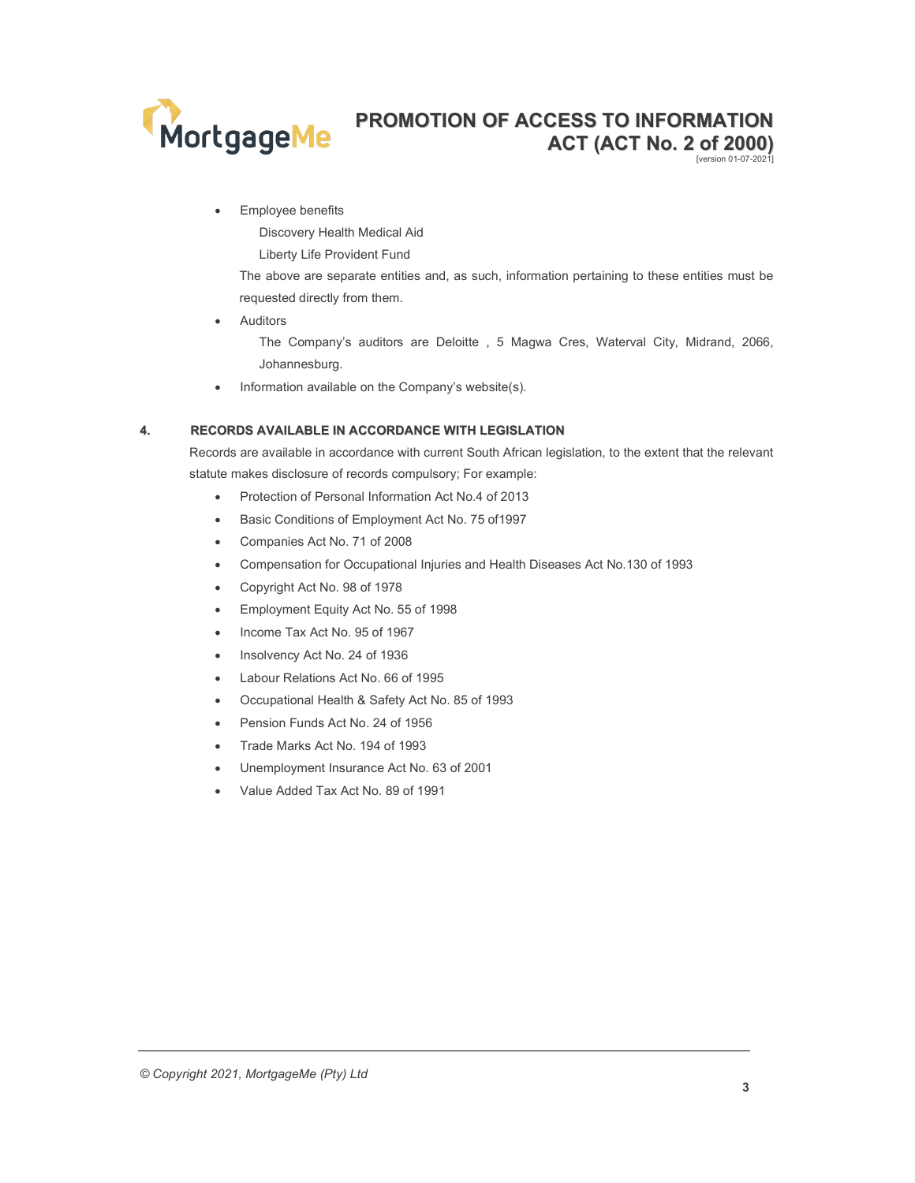- Employee benefits

  Discovery Health Medical Aid

  Liberty Life Provident Fund

  The above are separate entities and, as such, information pertaining to these entities must be requested directly from them.

- Auditors

  The Company's auditors are Deloitte , 5 Magwa Cres, Waterval City, Midrand, 2066, Johannesburg.

- Information available on the Company's website(s).

## 4. RECORDS AVAILABLE IN ACCORDANCE WITH LEGISLATION

Records are available in accordance with current South African legislation, to the extent that the relevant statute makes disclosure of records compulsory; For example:

- Protection of Personal Information Act No.4 of 2013
- Basic Conditions of Employment Act No. 75 of1997
- Companies Act No. 71 of 2008
- Compensation for Occupational Injuries and Health Diseases Act No.130 of 1993
- Copyright Act No. 98 of 1978
- Employment Equity Act No. 55 of 1998
- Income Tax Act No. 95 of 1967
- Insolvency Act No. 24 of 1936
- Labour Relations Act No. 66 of 1995
- Occupational Health & Safety Act No. 85 of 1993
- Pension Funds Act No. 24 of 1956
- Trade Marks Act No. 194 of 1993
- Unemployment Insurance Act No. 63 of 2001
- Value Added Tax Act No. 89 of 1991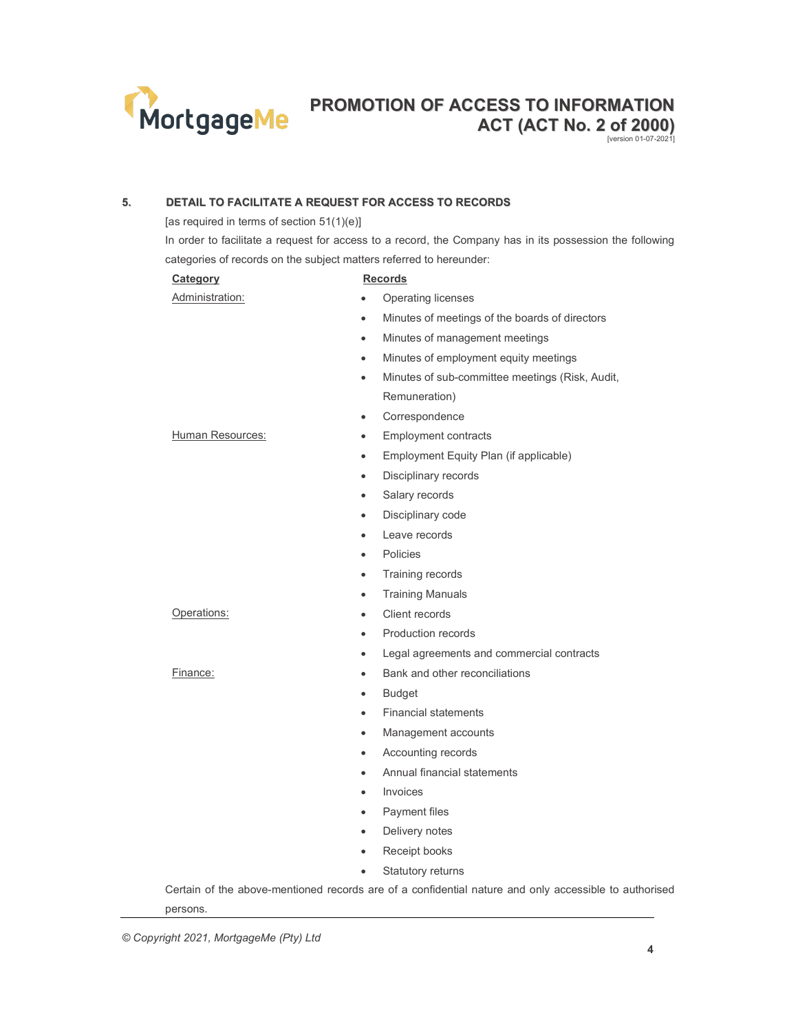## 5. DETAIL TO FACILITATE A REQUEST FOR ACCESS TO RECORDS

[as required in terms of section 51(1)(e)]

In order to facilitate a request for access to a record, the Company has in its possession the following categories of records on the subject matters referred to hereunder:

| Category | Records |
| --- | --- |
| Administration: | • Operating licenses<br>• Minutes of meetings of the boards of directors<br>• Minutes of management meetings<br>• Minutes of employment equity meetings<br>• Minutes of sub-committee meetings (Risk, Audit, Remuneration)<br>• Correspondence |
| Human Resources: | • Employment contracts<br>• Employment Equity Plan (if applicable)<br>• Disciplinary records<br>• Salary records<br>• Disciplinary code<br>• Leave records<br>• Policies<br>• Training records<br>• Training Manuals |
| Operations: | • Client records<br>• Production records<br>• Legal agreements and commercial contracts |
| Finance: | • Bank and other reconciliations<br>• Budget<br>• Financial statements<br>• Management accounts<br>• Accounting records<br>• Annual financial statements<br>• Invoices<br>• Payment files<br>• Delivery notes<br>• Receipt books<br>• Statutory returns |

Certain of the above-mentioned records are of a confidential nature and only accessible to authorised persons.

*© Copyright 2021, MortgageMe (Pty) Ltd*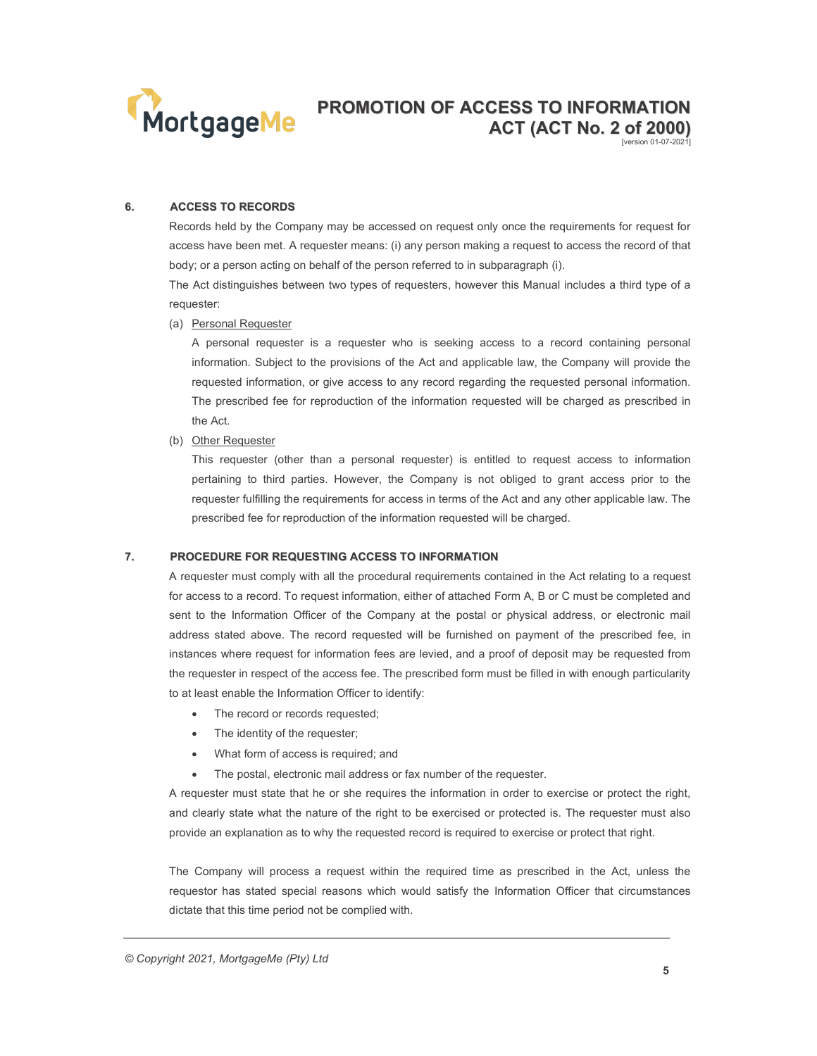## 6. ACCESS TO RECORDS

Records held by the Company may be accessed on request only once the requirements for request for access have been met. A requester means: (i) any person making a request to access the record of that body; or a person acting on behalf of the person referred to in subparagraph (i).

The Act distinguishes between two types of requesters, however this Manual includes a third type of a requester:

(a) Personal Requester

A personal requester is a requester who is seeking access to a record containing personal information. Subject to the provisions of the Act and applicable law, the Company will provide the requested information, or give access to any record regarding the requested personal information. The prescribed fee for reproduction of the information requested will be charged as prescribed in the Act.

(b) Other Requester

This requester (other than a personal requester) is entitled to request access to information pertaining to third parties. However, the Company is not obliged to grant access prior to the requester fulfilling the requirements for access in terms of the Act and any other applicable law. The prescribed fee for reproduction of the information requested will be charged.

## 7. PROCEDURE FOR REQUESTING ACCESS TO INFORMATION

A requester must comply with all the procedural requirements contained in the Act relating to a request for access to a record. To request information, either of attached Form A, B or C must be completed and sent to the Information Officer of the Company at the postal or physical address, or electronic mail address stated above. The record requested will be furnished on payment of the prescribed fee, in instances where request for information fees are levied, and a proof of deposit may be requested from the requester in respect of the access fee. The prescribed form must be filled in with enough particularity to at least enable the Information Officer to identify:

- The record or records requested;
- The identity of the requester;
- What form of access is required; and
- The postal, electronic mail address or fax number of the requester.

A requester must state that he or she requires the information in order to exercise or protect the right, and clearly state what the nature of the right to be exercised or protected is. The requester must also provide an explanation as to why the requested record is required to exercise or protect that right.

The Company will process a request within the required time as prescribed in the Act, unless the requestor has stated special reasons which would satisfy the Information Officer that circumstances dictate that this time period not be complied with.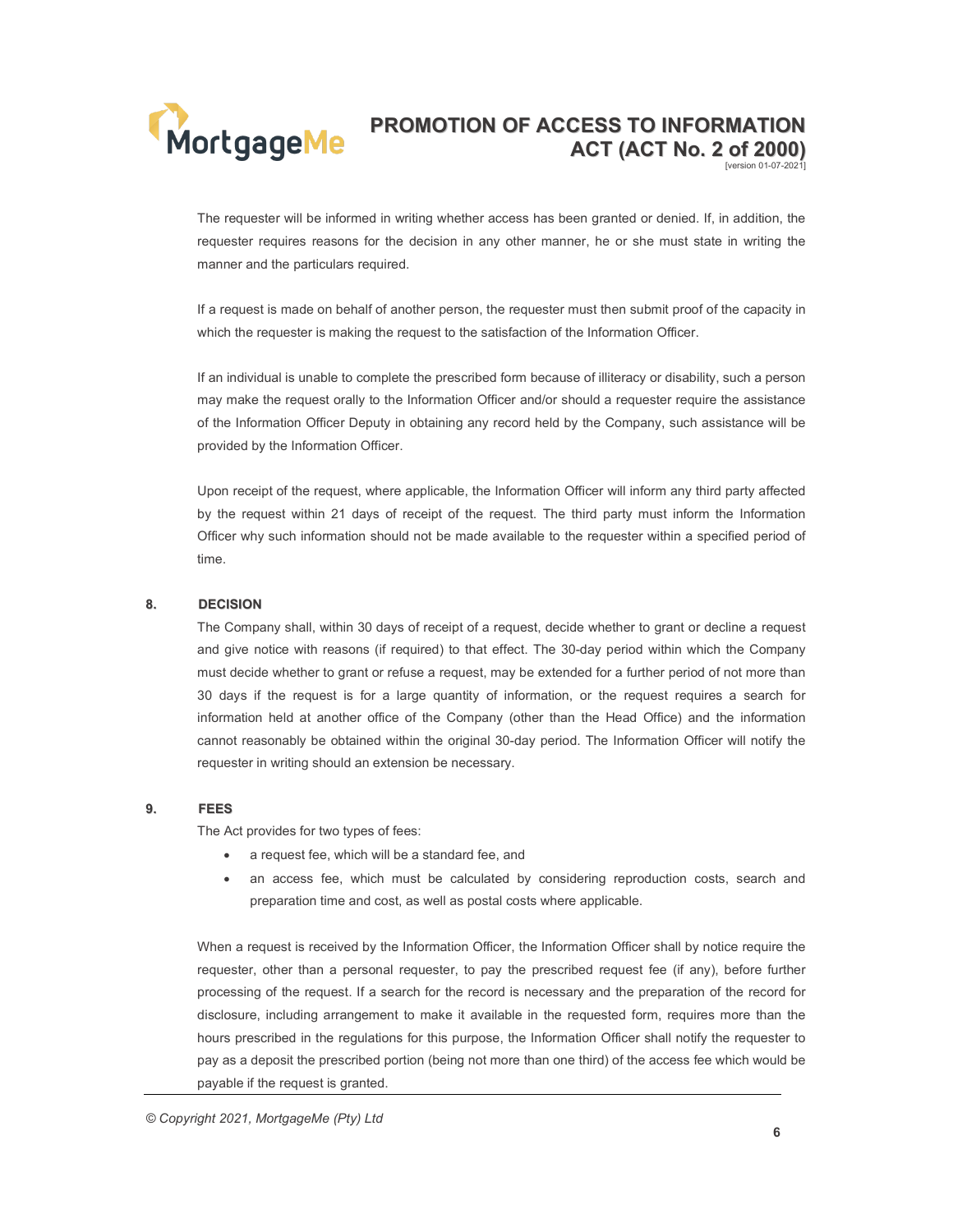The requester will be informed in writing whether access has been granted or denied. If, in addition, the requester requires reasons for the decision in any other manner, he or she must state in writing the manner and the particulars required.

If a request is made on behalf of another person, the requester must then submit proof of the capacity in which the requester is making the request to the satisfaction of the Information Officer.

If an individual is unable to complete the prescribed form because of illiteracy or disability, such a person may make the request orally to the Information Officer and/or should a requester require the assistance of the Information Officer Deputy in obtaining any record held by the Company, such assistance will be provided by the Information Officer.

Upon receipt of the request, where applicable, the Information Officer will inform any third party affected by the request within 21 days of receipt of the request. The third party must inform the Information Officer why such information should not be made available to the requester within a specified period of time.

## 8. DECISION

The Company shall, within 30 days of receipt of a request, decide whether to grant or decline a request and give notice with reasons (if required) to that effect. The 30-day period within which the Company must decide whether to grant or refuse a request, may be extended for a further period of not more than 30 days if the request is for a large quantity of information, or the request requires a search for information held at another office of the Company (other than the Head Office) and the information cannot reasonably be obtained within the original 30-day period. The Information Officer will notify the requester in writing should an extension be necessary.

## 9. FEES

The Act provides for two types of fees:

- a request fee, which will be a standard fee, and
- an access fee, which must be calculated by considering reproduction costs, search and preparation time and cost, as well as postal costs where applicable.

When a request is received by the Information Officer, the Information Officer shall by notice require the requester, other than a personal requester, to pay the prescribed request fee (if any), before further processing of the request. If a search for the record is necessary and the preparation of the record for disclosure, including arrangement to make it available in the requested form, requires more than the hours prescribed in the regulations for this purpose, the Information Officer shall notify the requester to pay as a deposit the prescribed portion (being not more than one third) of the access fee which would be payable if the request is granted.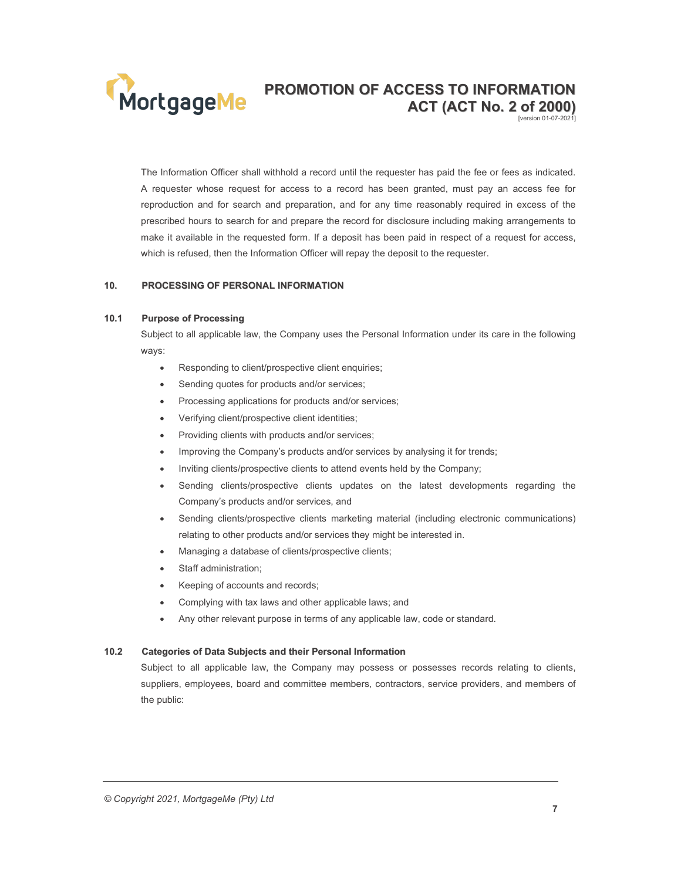The Information Officer shall withhold a record until the requester has paid the fee or fees as indicated. A requester whose request for access to a record has been granted, must pay an access fee for reproduction and for search and preparation, and for any time reasonably required in excess of the prescribed hours to search for and prepare the record for disclosure including making arrangements to make it available in the requested form. If a deposit has been paid in respect of a request for access, which is refused, then the Information Officer will repay the deposit to the requester.

## 10. PROCESSING OF PERSONAL INFORMATION

### 10.1 Purpose of Processing

Subject to all applicable law, the Company uses the Personal Information under its care in the following ways:

- Responding to client/prospective client enquiries;
- Sending quotes for products and/or services;
- Processing applications for products and/or services;
- Verifying client/prospective client identities;
- Providing clients with products and/or services;
- Improving the Company's products and/or services by analysing it for trends;
- Inviting clients/prospective clients to attend events held by the Company;
- Sending clients/prospective clients updates on the latest developments regarding the Company's products and/or services, and
- Sending clients/prospective clients marketing material (including electronic communications) relating to other products and/or services they might be interested in.
- Managing a database of clients/prospective clients;
- Staff administration;
- Keeping of accounts and records;
- Complying with tax laws and other applicable laws; and
- Any other relevant purpose in terms of any applicable law, code or standard.

### 10.2 Categories of Data Subjects and their Personal Information

Subject to all applicable law, the Company may possess or possesses records relating to clients, suppliers, employees, board and committee members, contractors, service providers, and members of the public: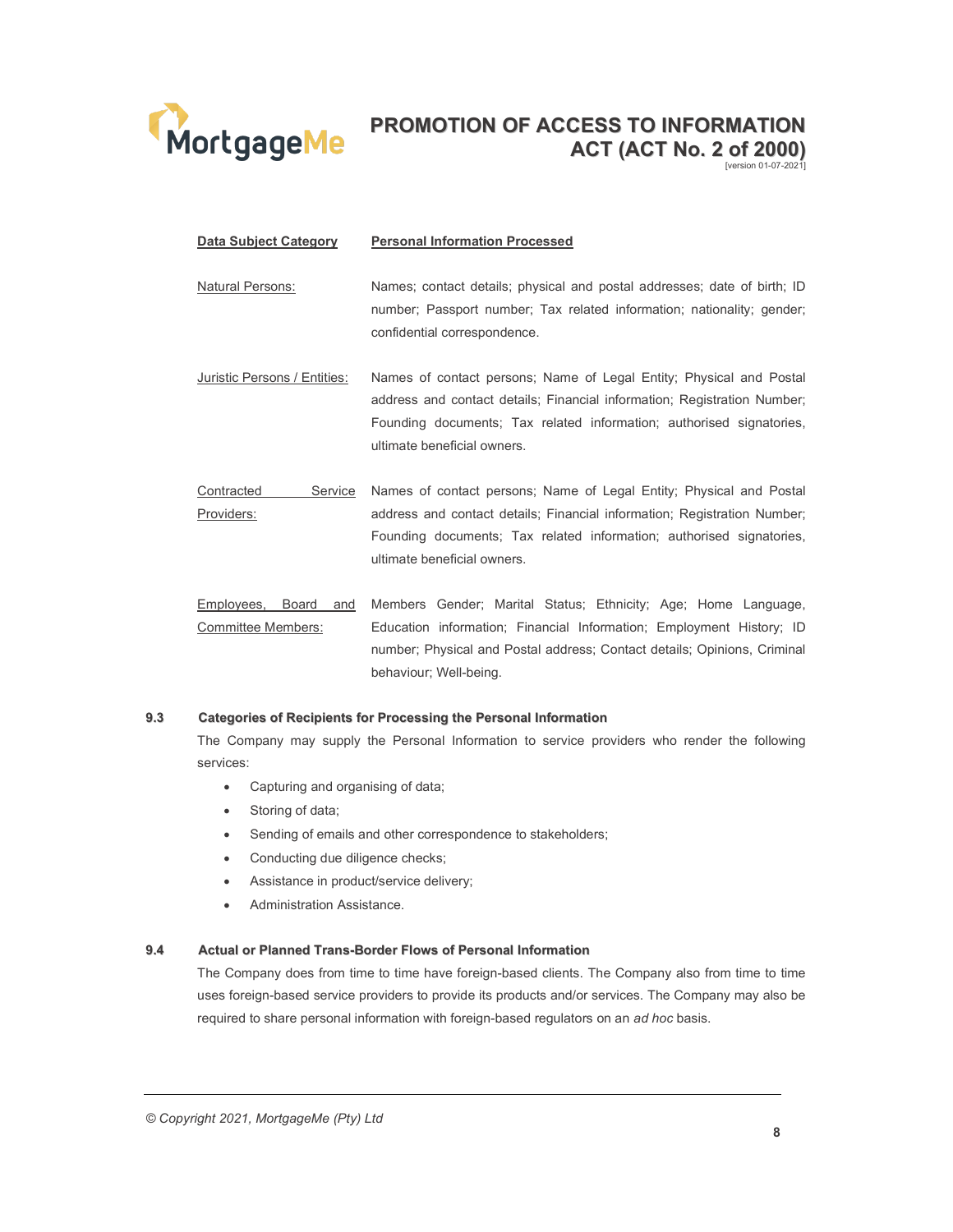| Data Subject Category | Personal Information Processed |
|---|---|
| Natural Persons: | Names; contact details; physical and postal addresses; date of birth; ID number; Passport number; Tax related information; nationality; gender; confidential correspondence. |
| Juristic Persons / Entities: | Names of contact persons; Name of Legal Entity; Physical and Postal address and contact details; Financial information; Registration Number; Founding documents; Tax related information; authorised signatories, ultimate beneficial owners. |
| Contracted Service Providers: | Names of contact persons; Name of Legal Entity; Physical and Postal address and contact details; Financial information; Registration Number; Founding documents; Tax related information; authorised signatories, ultimate beneficial owners. |
| Employees, Board and Committee Members: | Members Gender; Marital Status; Ethnicity; Age; Home Language, Education information; Financial Information; Employment History; ID number; Physical and Postal address; Contact details; Opinions, Criminal behaviour; Well-being. |

### 9.3 Categories of Recipients for Processing the Personal Information

The Company may supply the Personal Information to service providers who render the following services:

- Capturing and organising of data;
- Storing of data;
- Sending of emails and other correspondence to stakeholders;
- Conducting due diligence checks;
- Assistance in product/service delivery;
- Administration Assistance.

### 9.4 Actual or Planned Trans-Border Flows of Personal Information

The Company does from time to time have foreign-based clients. The Company also from time to time uses foreign-based service providers to provide its products and/or services. The Company may also be required to share personal information with foreign-based regulators on an *ad hoc* basis.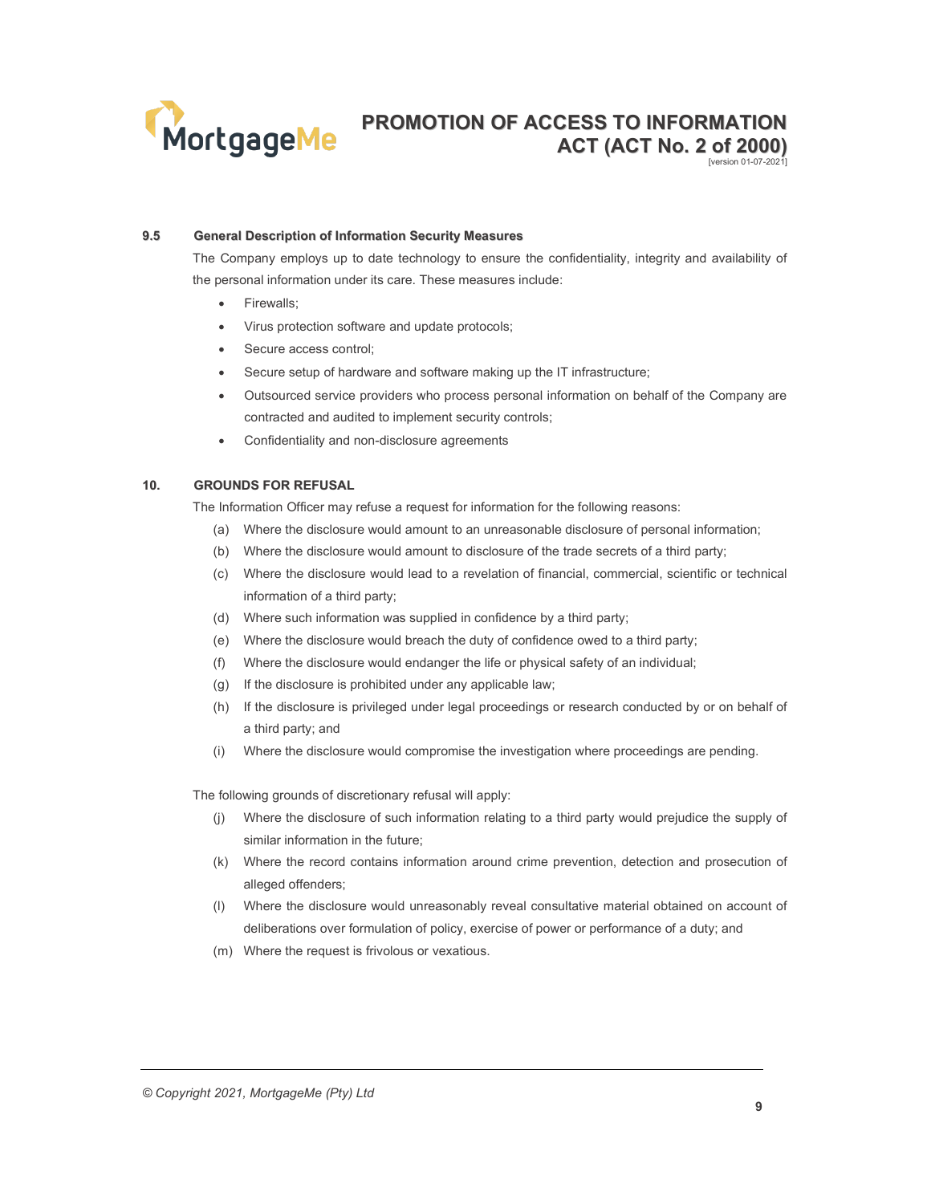### 9.5 General Description of Information Security Measures

The Company employs up to date technology to ensure the confidentiality, integrity and availability of the personal information under its care. These measures include:

- Firewalls;
- Virus protection software and update protocols;
- Secure access control;
- Secure setup of hardware and software making up the IT infrastructure;
- Outsourced service providers who process personal information on behalf of the Company are contracted and audited to implement security controls;
- Confidentiality and non-disclosure agreements

## 10. GROUNDS FOR REFUSAL

The Information Officer may refuse a request for information for the following reasons:

(a) Where the disclosure would amount to an unreasonable disclosure of personal information;

(b) Where the disclosure would amount to disclosure of the trade secrets of a third party;

(c) Where the disclosure would lead to a revelation of financial, commercial, scientific or technical information of a third party;

(d) Where such information was supplied in confidence by a third party;

(e) Where the disclosure would breach the duty of confidence owed to a third party;

(f) Where the disclosure would endanger the life or physical safety of an individual;

(g) If the disclosure is prohibited under any applicable law;

(h) If the disclosure is privileged under legal proceedings or research conducted by or on behalf of a third party; and

(i) Where the disclosure would compromise the investigation where proceedings are pending.

The following grounds of discretionary refusal will apply:

(j) Where the disclosure of such information relating to a third party would prejudice the supply of similar information in the future;

(k) Where the record contains information around crime prevention, detection and prosecution of alleged offenders;

(l) Where the disclosure would unreasonably reveal consultative material obtained on account of deliberations over formulation of policy, exercise of power or performance of a duty; and

(m) Where the request is frivolous or vexatious.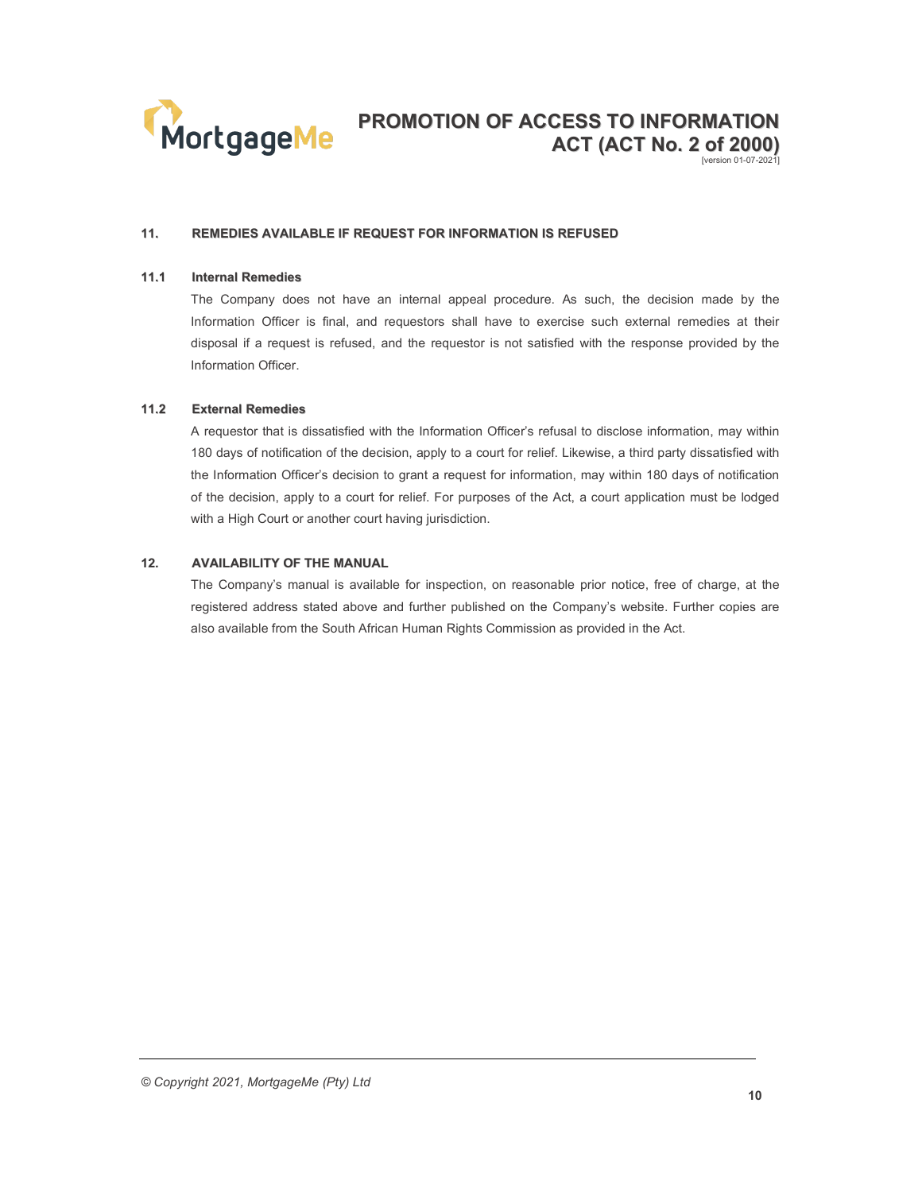## 11. REMEDIES AVAILABLE IF REQUEST FOR INFORMATION IS REFUSED

### 11.1 Internal Remedies

The Company does not have an internal appeal procedure. As such, the decision made by the Information Officer is final, and requestors shall have to exercise such external remedies at their disposal if a request is refused, and the requestor is not satisfied with the response provided by the Information Officer.

### 11.2 External Remedies

A requestor that is dissatisfied with the Information Officer's refusal to disclose information, may within 180 days of notification of the decision, apply to a court for relief. Likewise, a third party dissatisfied with the Information Officer's decision to grant a request for information, may within 180 days of notification of the decision, apply to a court for relief. For purposes of the Act, a court application must be lodged with a High Court or another court having jurisdiction.

## 12. AVAILABILITY OF THE MANUAL

The Company's manual is available for inspection, on reasonable prior notice, free of charge, at the registered address stated above and further published on the Company's website. Further copies are also available from the South African Human Rights Commission as provided in the Act.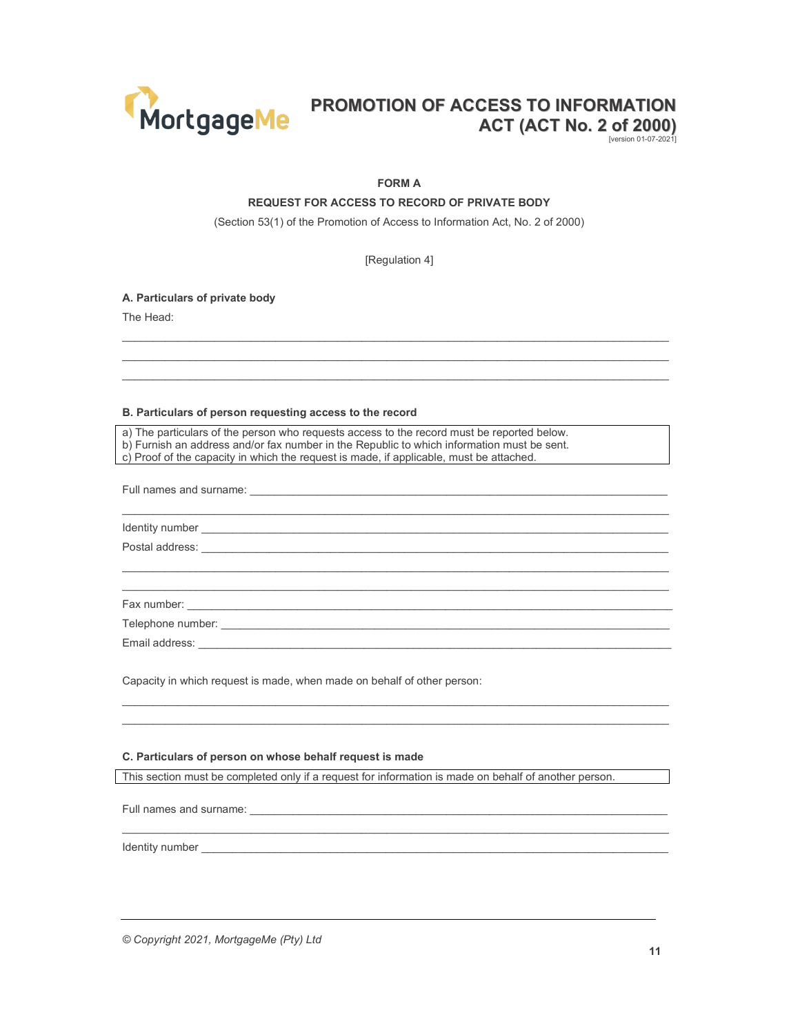**FORM A**

**REQUEST FOR ACCESS TO RECORD OF PRIVATE BODY**

(Section 53(1) of the Promotion of Access to Information Act, No. 2 of 2000)

[Regulation 4]

**A. Particulars of private body**

The Head:

_______________________________________________________________________________

_______________________________________________________________________________

_______________________________________________________________________________

**B. Particulars of person requesting access to the record**

| a) The particulars of the person who requests access to the record must be reported below.<br>b) Furnish an address and/or fax number in the Republic to which information must be sent.<br>c) Proof of the capacity in which the request is made, if applicable, must be attached. |
|---|

Full names and surname: ________________________________________________________

_______________________________________________________________________________

Identity number ________________________________________________________________

Postal address: ________________________________________________________________

_______________________________________________________________________________

_______________________________________________________________________________

Fax number: ___________________________________________________________________

Telephone number: ______________________________________________________________

Email address: _________________________________________________________________

Capacity in which request is made, when made on behalf of other person:

_______________________________________________________________________________

_______________________________________________________________________________

**C. Particulars of person on whose behalf request is made**

| This section must be completed only if a request for information is made on behalf of another person. |
|---|

Full names and surname: ________________________________________________________

_______________________________________________________________________________

Identity number ________________________________________________________________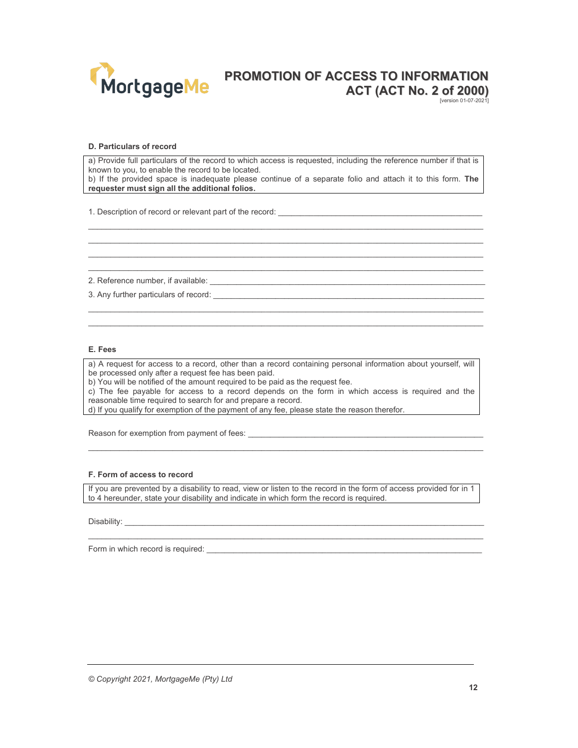### D. Particulars of record

a) Provide full particulars of the record to which access is requested, including the reference number if that is known to you, to enable the record to be located.
b) If the provided space is inadequate please continue of a separate folio and attach it to this form. **The requester must sign all the additional folios.**

1. Description of record or relevant part of the record: ______________________________________________

_____________________________________________________________________________________

_____________________________________________________________________________________

_____________________________________________________________________________________

_____________________________________________________________________________________

2. Reference number, if available: _______________________________________________________________

3. Any further particulars of record: ______________________________________________________________

_____________________________________________________________________________________

_____________________________________________________________________________________

### E. Fees

a) A request for access to a record, other than a record containing personal information about yourself, will be processed only after a request fee has been paid.
b) You will be notified of the amount required to be paid as the request fee.
c) The fee payable for access to a record depends on the form in which access is required and the reasonable time required to search for and prepare a record.
d) If you qualify for exemption of the payment of any fee, please state the reason therefor.

Reason for exemption from payment of fees: ____________________________________________________

_____________________________________________________________________________________

### F. Form of access to record

If you are prevented by a disability to read, view or listen to the record in the form of access provided for in 1 to 4 hereunder, state your disability and indicate in which form the record is required.

Disability: ___________________________________________________________________________________

_____________________________________________________________________________________

Form in which record is required: ______________________________________________________________

*© Copyright 2021, MortgageMe (Pty) Ltd*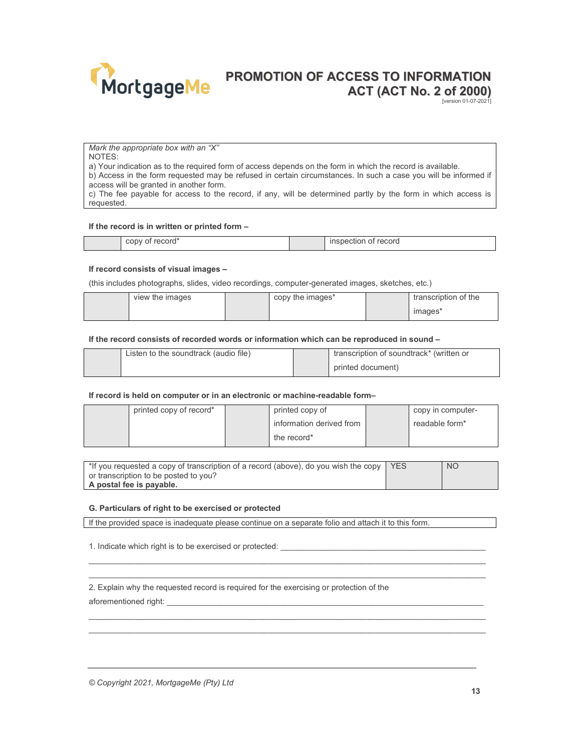*Mark the appropriate box with an "X"*
NOTES:
a) Your indication as to the required form of access depends on the form in which the record is available.
b) Access in the form requested may be refused in certain circumstances. In such a case you will be informed if access will be granted in another form.
c) The fee payable for access to the record, if any, will be determined partly by the form in which access is requested.

**If the record is in written or printed form –**

| | copy of record* | | inspection of record |
|---|---|---|---|

**If record consists of visual images –**

(this includes photographs, slides, video recordings, computer-generated images, sketches, etc.)

| | view the images | | copy the images* | | transcription of the images* |
|---|---|---|---|---|---|

**If the record consists of recorded words or information which can be reproduced in sound –**

| | Listen to the soundtrack (audio file) | | transcription of soundtrack* (written or printed document) |
|---|---|---|---|

**If record is held on computer or in an electronic or machine-readable form–**

| | printed copy of record* | | printed copy of information derived from the record* | | copy in computer-readable form* |
|---|---|---|---|---|---|

| *If you requested a copy of transcription of a record (above), do you wish the copy or transcription to be posted to you? **A postal fee is payable.** | YES | NO |
|---|---|---|

**G. Particulars of right to be exercised or protected**

If the provided space is inadequate please continue on a separate folio and attach it to this form.

1. Indicate which right is to be exercised or protected: ______________________________________________

_____________________________________________________________________________________________

_____________________________________________________________________________________________

2. Explain why the requested record is required for the exercising or protection of the aforementioned right: ______________________________________________________________________

_____________________________________________________________________________________________

_____________________________________________________________________________________________

*© Copyright 2021, MortgageMe (Pty) Ltd*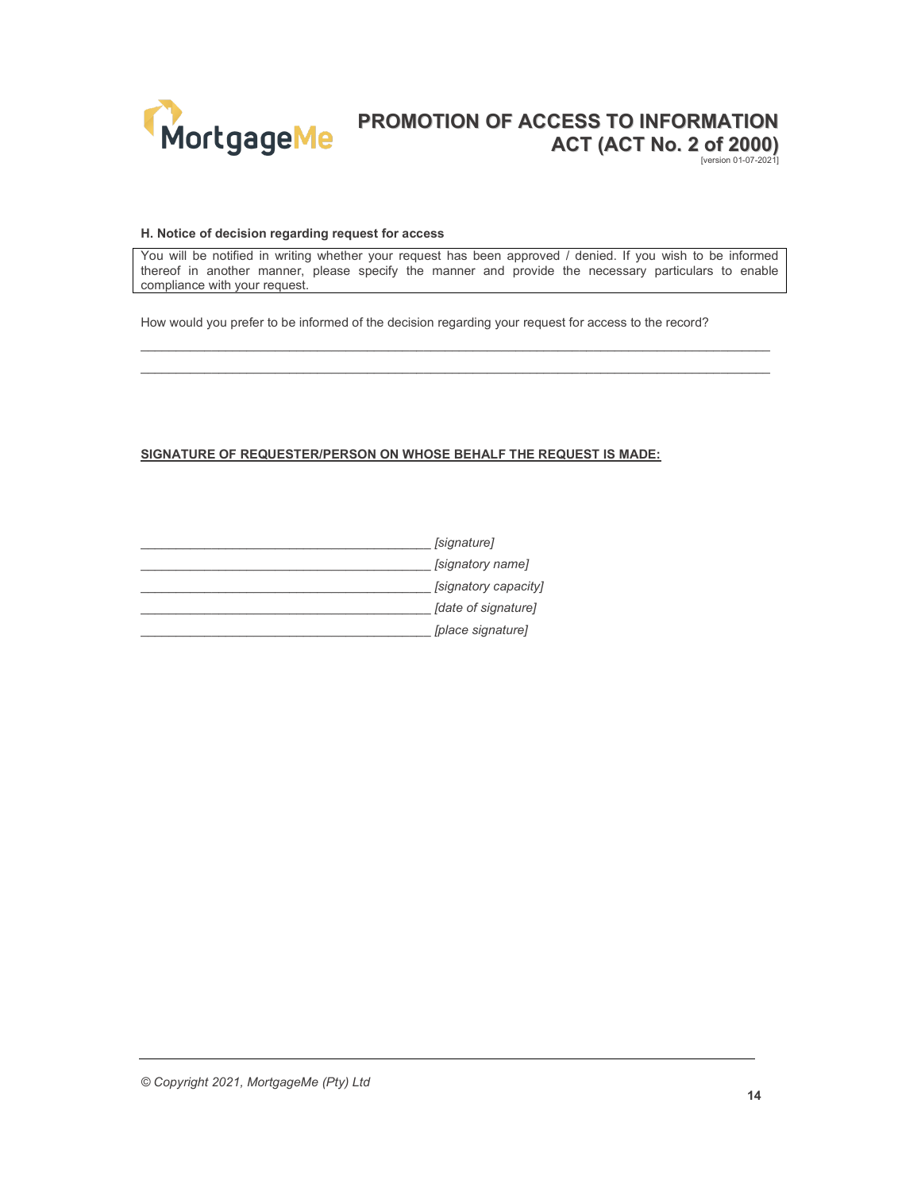**H. Notice of decision regarding request for access**

| You will be notified in writing whether your request has been approved / denied. If you wish to be informed thereof in another manner, please specify the manner and provide the necessary particulars to enable compliance with your request. |
|---|

How would you prefer to be informed of the decision regarding your request for access to the record?

_____________________________________________________________________________________

_____________________________________________________________________________________

**SIGNATURE OF REQUESTER/PERSON ON WHOSE BEHALF THE REQUEST IS MADE:**

_________________________________________ *[signature]*

_________________________________________ *[signatory name]*

_________________________________________ *[signatory capacity]*

_________________________________________ *[date of signature]*

_________________________________________ *[place signature]*

*© Copyright 2021, MortgageMe (Pty) Ltd*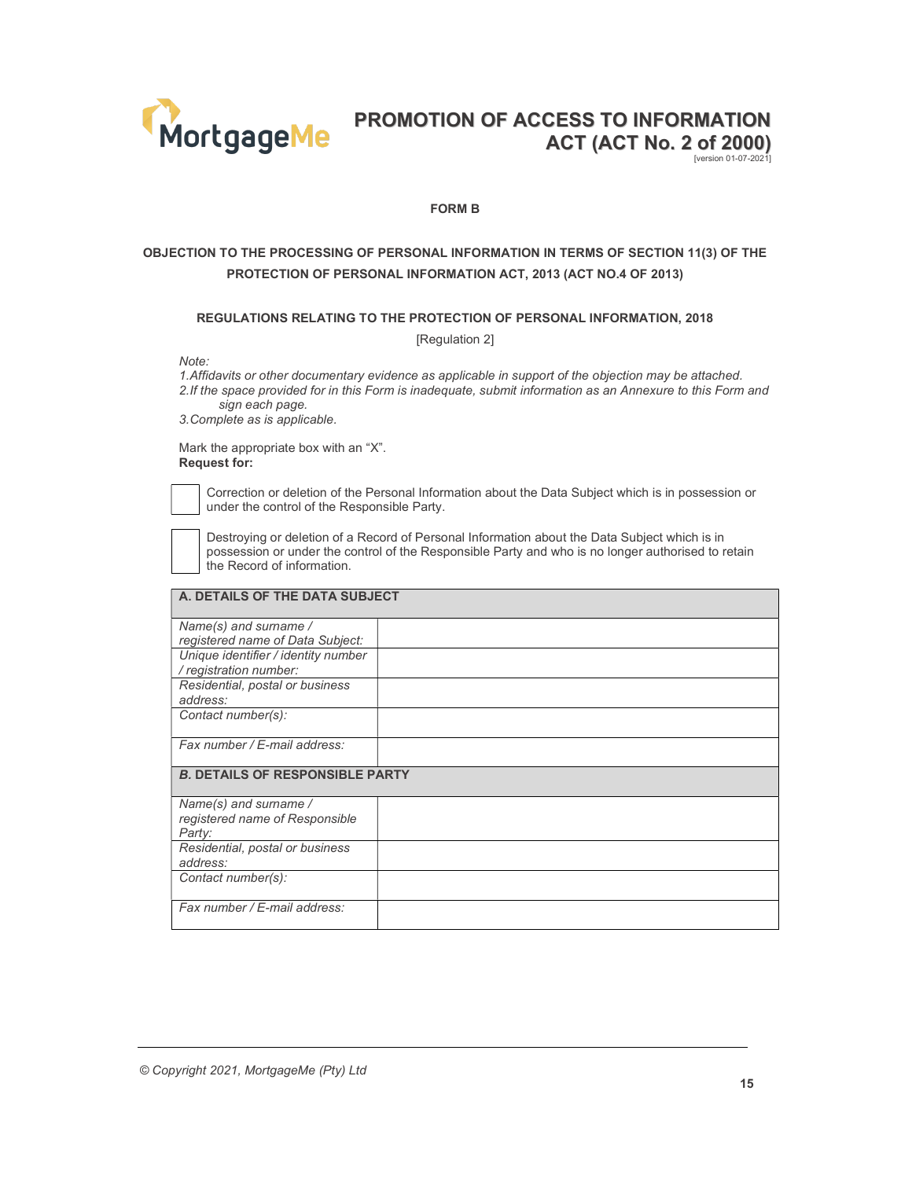# PROMOTION OF ACCESS TO INFORMATION ACT (ACT No. 2 of 2000)

[version 01-07-2021]

**FORM B**

**OBJECTION TO THE PROCESSING OF PERSONAL INFORMATION IN TERMS OF SECTION 11(3) OF THE PROTECTION OF PERSONAL INFORMATION ACT, 2013 (ACT NO.4 OF 2013)**

**REGULATIONS RELATING TO THE PROTECTION OF PERSONAL INFORMATION, 2018**

[Regulation 2]

*Note:*

*1. Affidavits or other documentary evidence as applicable in support of the objection may be attached.*

*2. If the space provided for in this Form is inadequate, submit information as an Annexure to this Form and sign each page.*

*3. Complete as is applicable.*

Mark the appropriate box with an "X".

**Request for:**

☐ Correction or deletion of the Personal Information about the Data Subject which is in possession or under the control of the Responsible Party.

☐ Destroying or deletion of a Record of Personal Information about the Data Subject which is in possession or under the control of the Responsible Party and who is no longer authorised to retain the Record of information.

| **A. DETAILS OF THE DATA SUBJECT** | |
|---|---|
| *Name(s) and surname / registered name of Data Subject:* | |
| *Unique identifier / identity number / registration number:* | |
| *Residential, postal or business address:* | |
| *Contact number(s):* | |
| *Fax number / E-mail address:* | |
| ***B.* DETAILS OF RESPONSIBLE PARTY** | |
| *Name(s) and surname / registered name of Responsible Party:* | |
| *Residential, postal or business address:* | |
| *Contact number(s):* | |
| *Fax number / E-mail address:* | |

*© Copyright 2021, MortgageMe (Pty) Ltd*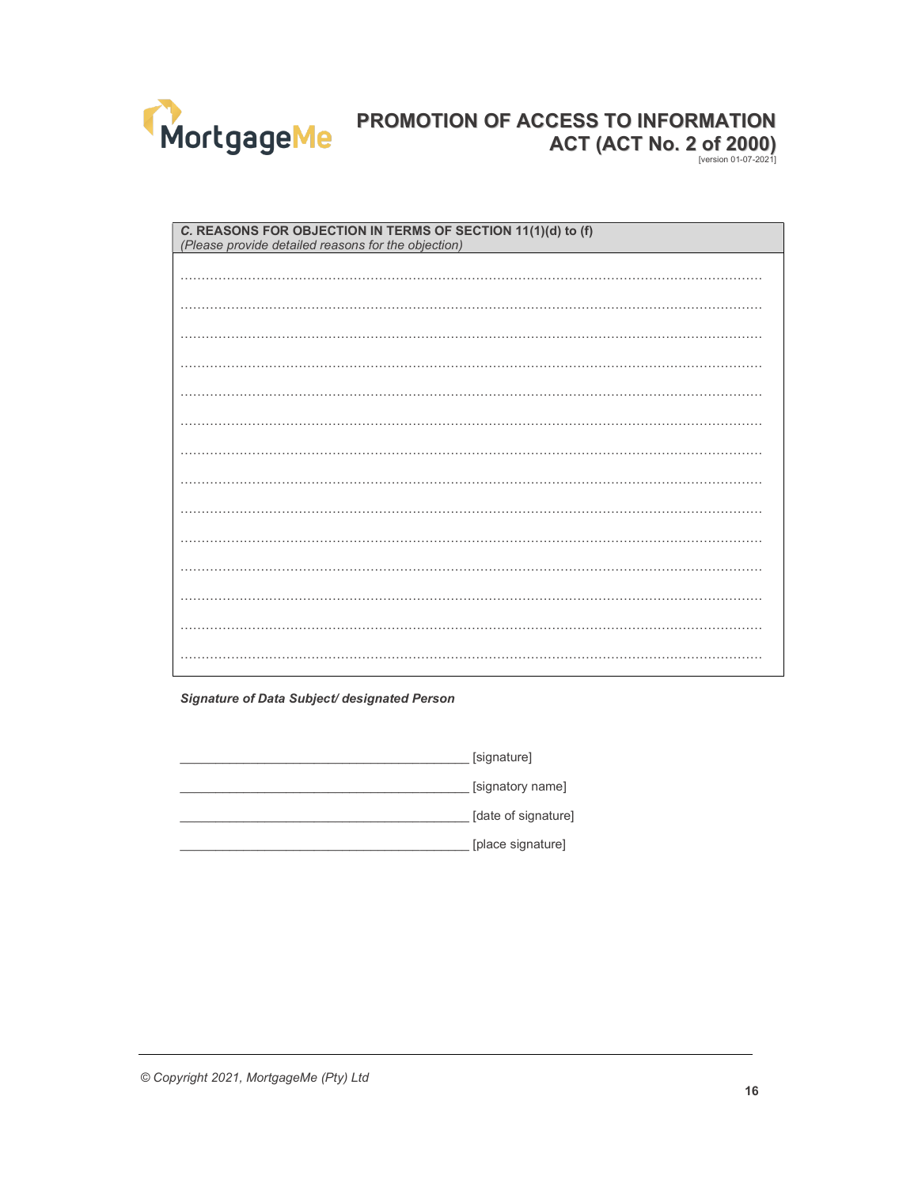**C. REASONS FOR OBJECTION IN TERMS OF SECTION 11(1)(d) to (f)**
*(Please provide detailed reasons for the objection)*

……………………………………………………………………………………………………………………

……………………………………………………………………………………………………………………

……………………………………………………………………………………………………………………

……………………………………………………………………………………………………………………

……………………………………………………………………………………………………………………

……………………………………………………………………………………………………………………

……………………………………………………………………………………………………………………

……………………………………………………………………………………………………………………

……………………………………………………………………………………………………………………

……………………………………………………………………………………………………………………

……………………………………………………………………………………………………………………

……………………………………………………………………………………………………………………

……………………………………………………………………………………………………………………

……………………………………………………………………………………………………………………

***Signature of Data Subject/ designated Person***

________________________________________ [signature]

________________________________________ [signatory name]

________________________________________ [date of signature]

________________________________________ [place signature]

*© Copyright 2021, MortgageMe (Pty) Ltd*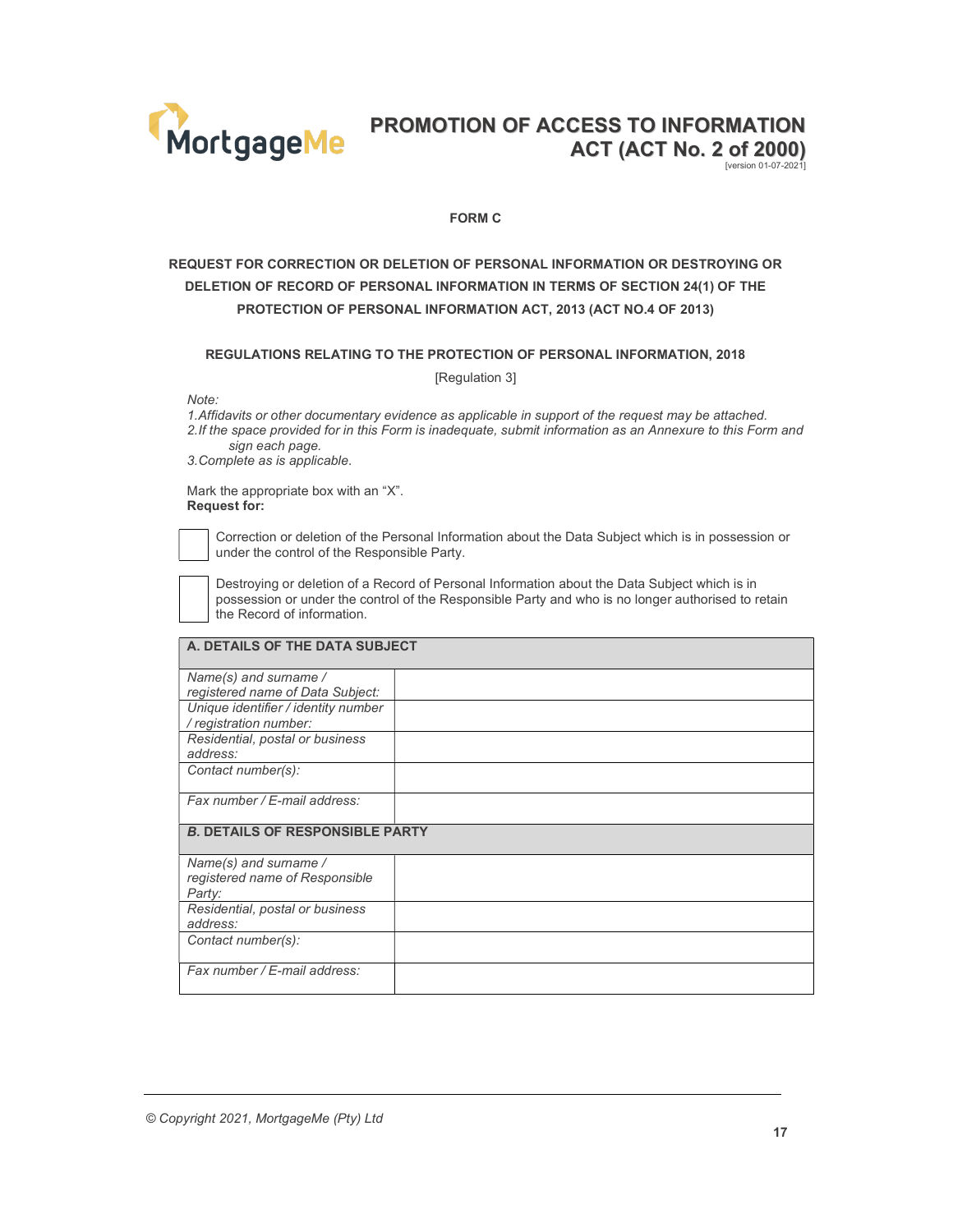# PROMOTION OF ACCESS TO INFORMATION ACT (ACT No. 2 of 2000)

[version 01-07-2021]

**FORM C**

**REQUEST FOR CORRECTION OR DELETION OF PERSONAL INFORMATION OR DESTROYING OR DELETION OF RECORD OF PERSONAL INFORMATION IN TERMS OF SECTION 24(1) OF THE PROTECTION OF PERSONAL INFORMATION ACT, 2013 (ACT NO.4 OF 2013)**

**REGULATIONS RELATING TO THE PROTECTION OF PERSONAL INFORMATION, 2018**

[Regulation 3]

*Note:*

*1. Affidavits or other documentary evidence as applicable in support of the request may be attached.*
*2. If the space provided for in this Form is inadequate, submit information as an Annexure to this Form and sign each page.*
*3. Complete as is applicable.*

Mark the appropriate box with an "X".

**Request for:**

☐ Correction or deletion of the Personal Information about the Data Subject which is in possession or under the control of the Responsible Party.

☐ Destroying or deletion of a Record of Personal Information about the Data Subject which is in possession or under the control of the Responsible Party and who is no longer authorised to retain the Record of information.

| **A. DETAILS OF THE DATA SUBJECT** | |
|---|---|
| *Name(s) and surname / registered name of Data Subject:* | |
| *Unique identifier / identity number / registration number:* | |
| *Residential, postal or business address:* | |
| *Contact number(s):* | |
| *Fax number / E-mail address:* | |
| ***B.* DETAILS OF RESPONSIBLE PARTY** | |
| *Name(s) and surname / registered name of Responsible Party:* | |
| *Residential, postal or business address:* | |
| *Contact number(s):* | |
| *Fax number / E-mail address:* | |

*© Copyright 2021, MortgageMe (Pty) Ltd*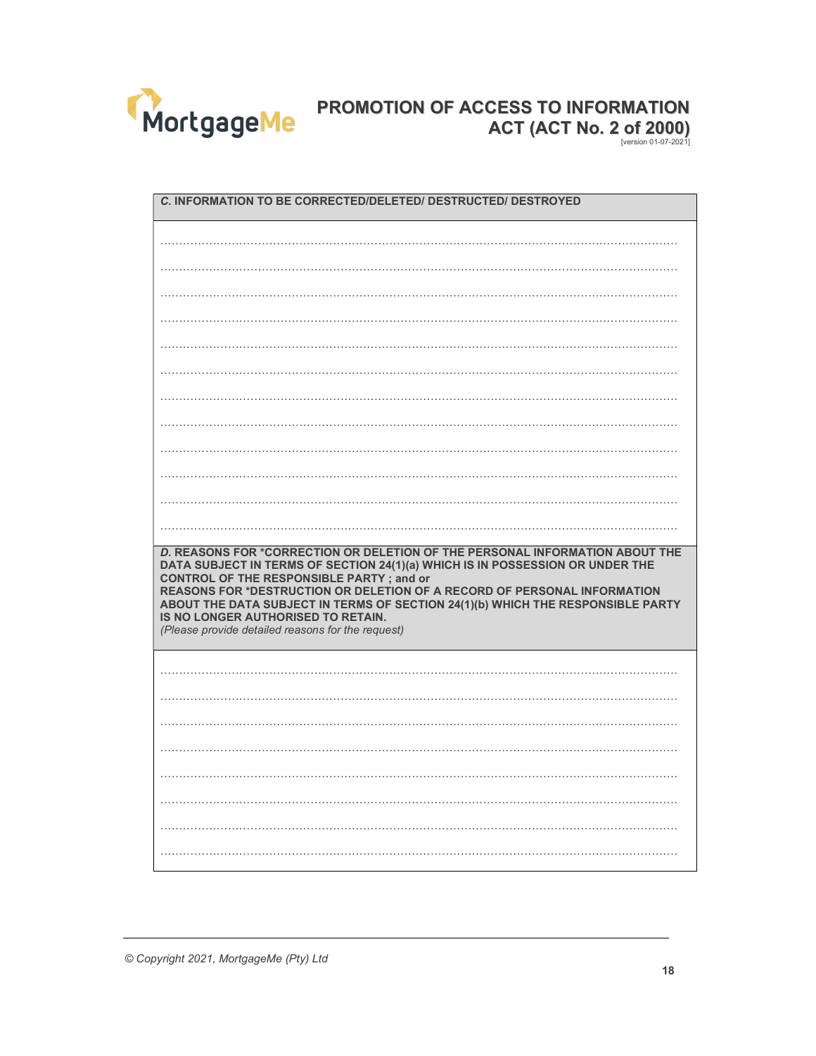| ***C.*** **INFORMATION TO BE CORRECTED/DELETED/ DESTRUCTED/ DESTROYED** |
| --- |
| ………………………………………………………………………………………………………………… |
| ………………………………………………………………………………………………………………… |
| ………………………………………………………………………………………………………………… |
| ………………………………………………………………………………………………………………… |
| ………………………………………………………………………………………………………………… |
| ………………………………………………………………………………………………………………… |
| ………………………………………………………………………………………………………………… |
| ………………………………………………………………………………………………………………… |
| ………………………………………………………………………………………………………………… |
| ………………………………………………………………………………………………………………… |
| ………………………………………………………………………………………………………………… |
| ………………………………………………………………………………………………………………… |

| ***D.*** **REASONS FOR *CORRECTION OR DELETION OF THE PERSONAL INFORMATION ABOUT THE DATA SUBJECT IN TERMS OF SECTION 24(1)(a) WHICH IS IN POSSESSION OR UNDER THE CONTROL OF THE RESPONSIBLE PARTY ; and or REASONS FOR *DESTRUCTION OR DELETION OF A RECORD OF PERSONAL INFORMATION ABOUT THE DATA SUBJECT IN TERMS OF SECTION 24(1)(b) WHICH THE RESPONSIBLE PARTY IS NO LONGER AUTHORISED TO RETAIN.** *(Please provide detailed reasons for the request)* |
| --- |
| ………………………………………………………………………………………………………………… |
| ………………………………………………………………………………………………………………… |
| ………………………………………………………………………………………………………………… |
| ………………………………………………………………………………………………………………… |
| ………………………………………………………………………………………………………………… |
| ………………………………………………………………………………………………………………… |
| ………………………………………………………………………………………………………………… |
| ………………………………………………………………………………………………………………… |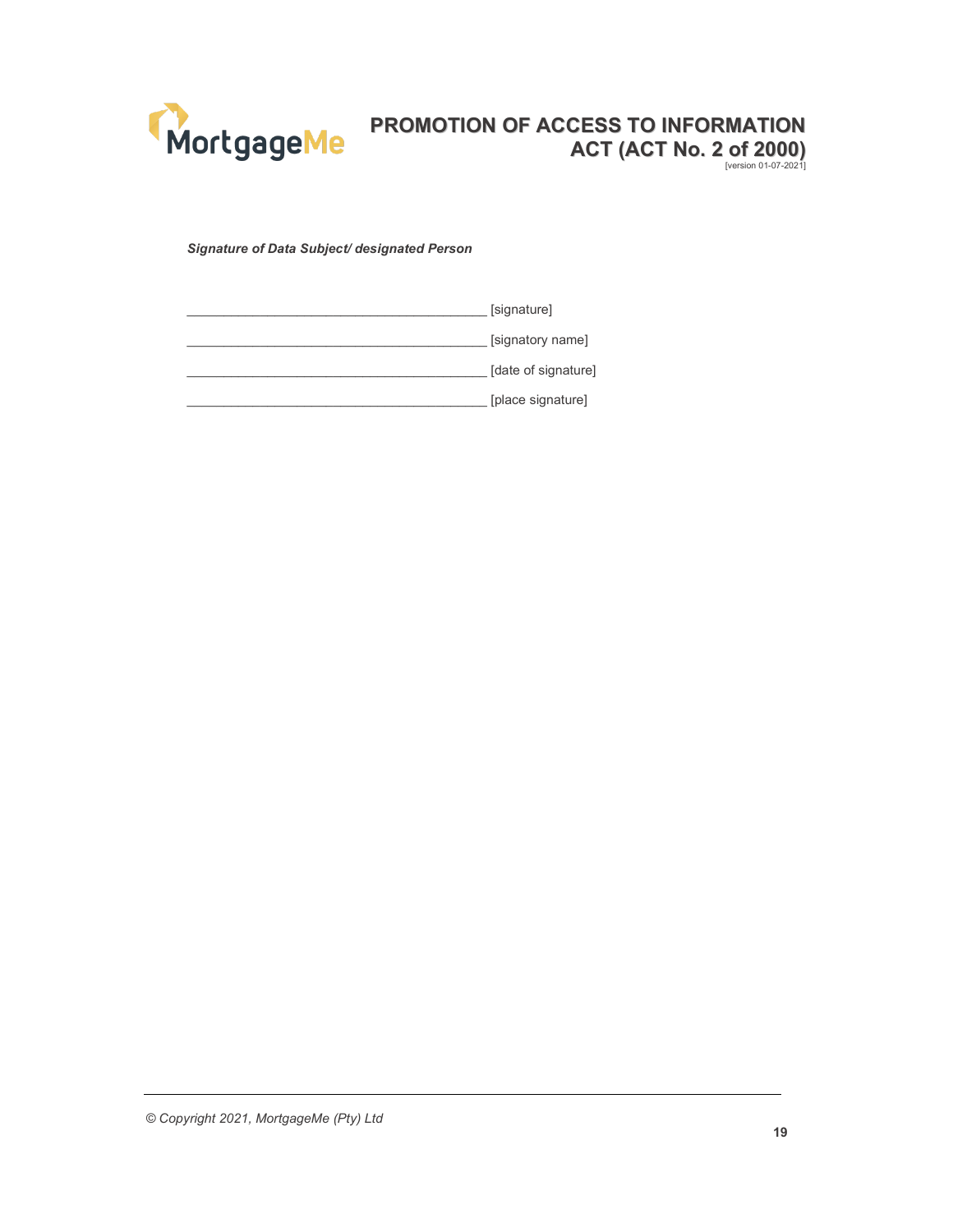***Signature of Data Subject/ designated Person***

________________________________________ [signature]

________________________________________ [signatory name]

________________________________________ [date of signature]

________________________________________ [place signature]